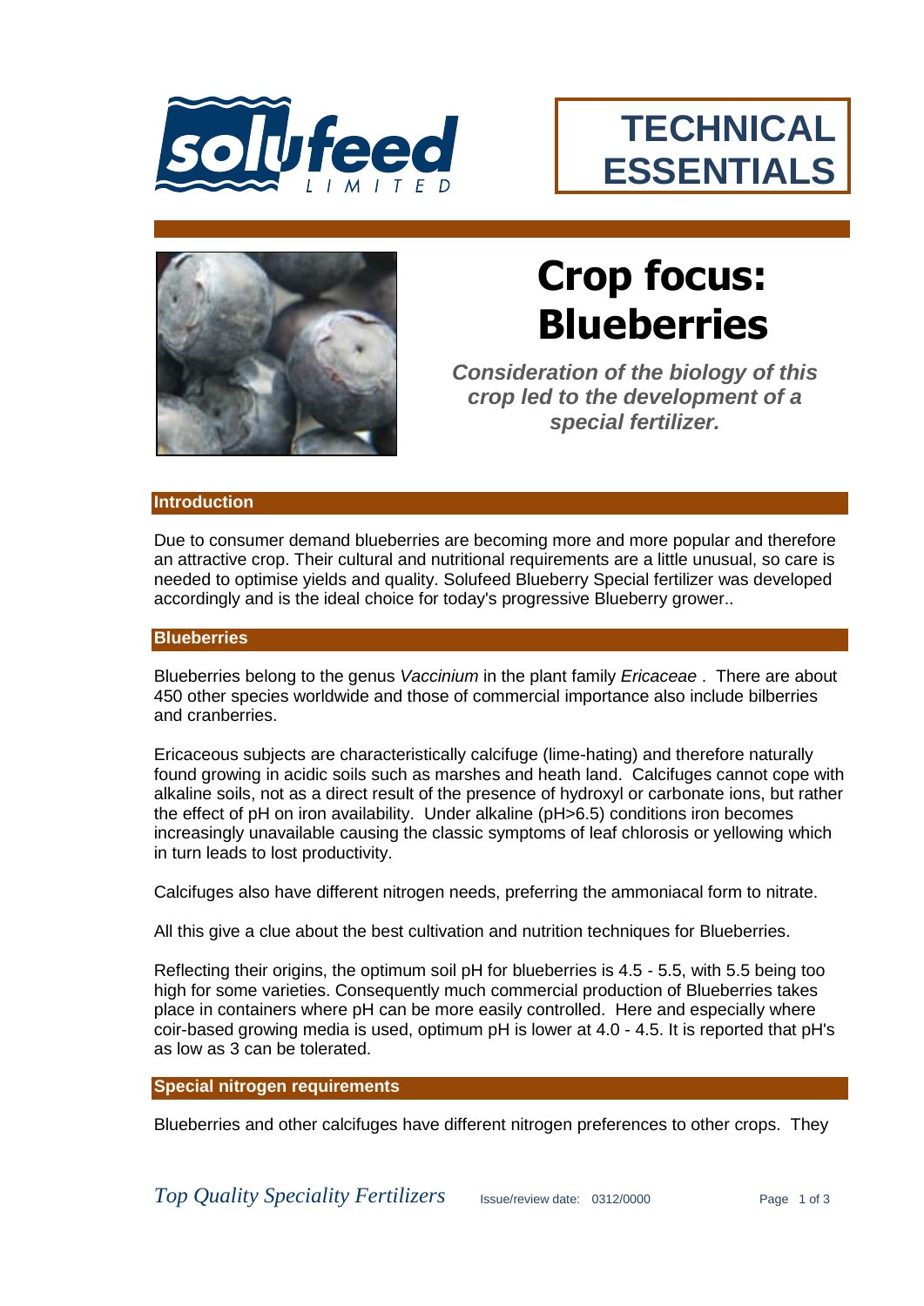# TECHNICAL ESSENTIALS

# Crop focus: Blueberries

***Consideration of the biology of this crop led to the development of a special fertilizer.***

## Introduction

Due to consumer demand blueberries are becoming more and more popular and therefore an attractive crop. Their cultural and nutritional requirements are a little unusual, so care is needed to optimise yields and quality. Solufeed Blueberry Special fertilizer was developed accordingly and is the ideal choice for today's progressive Blueberry grower..

## Blueberries

Blueberries belong to the genus *Vaccinium* in the plant family *Ericaceae* . There are about 450 other species worldwide and those of commercial importance also include bilberries and cranberries.

Ericaceous subjects are characteristically calcifuge (lime-hating) and therefore naturally found growing in acidic soils such as marshes and heath land. Calcifuges cannot cope with alkaline soils, not as a direct result of the presence of hydroxyl or carbonate ions, but rather the effect of pH on iron availability. Under alkaline (pH>6.5) conditions iron becomes increasingly unavailable causing the classic symptoms of leaf chlorosis or yellowing which in turn leads to lost productivity.

Calcifuges also have different nitrogen needs, preferring the ammoniacal form to nitrate.

All this give a clue about the best cultivation and nutrition techniques for Blueberries.

Reflecting their origins, the optimum soil pH for blueberries is 4.5 - 5.5, with 5.5 being too high for some varieties. Consequently much commercial production of Blueberries takes place in containers where pH can be more easily controlled. Here and especially where coir-based growing media is used, optimum pH is lower at 4.0 - 4.5. It is reported that pH's as low as 3 can be tolerated.

## Special nitrogen requirements

Blueberries and other calcifuges have different nitrogen preferences to other crops. They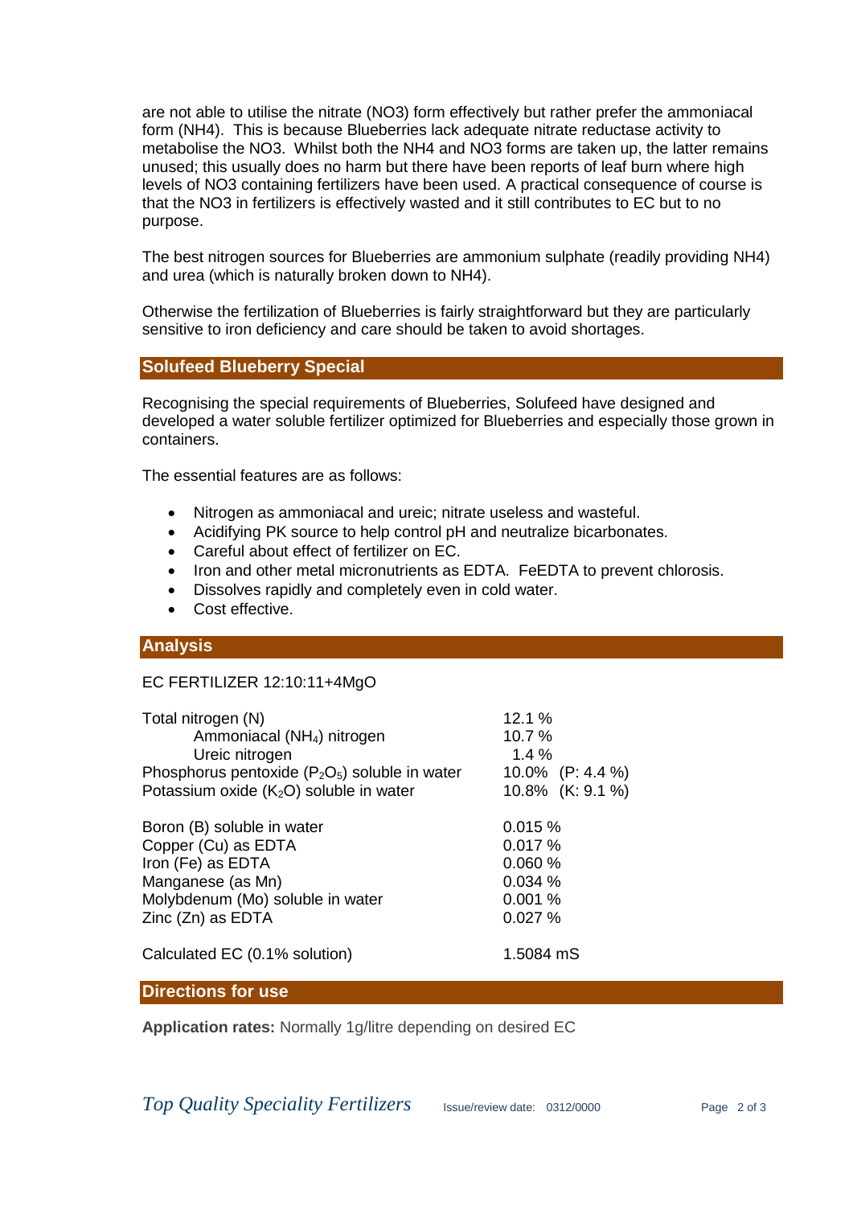are not able to utilise the nitrate (NO3) form effectively but rather prefer the ammoniacal form (NH4). This is because Blueberries lack adequate nitrate reductase activity to metabolise the NO3. Whilst both the NH4 and NO3 forms are taken up, the latter remains unused; this usually does no harm but there have been reports of leaf burn where high levels of NO3 containing fertilizers have been used. A practical consequence of course is that the NO3 in fertilizers is effectively wasted and it still contributes to EC but to no purpose.

The best nitrogen sources for Blueberries are ammonium sulphate (readily providing NH4) and urea (which is naturally broken down to NH4).

Otherwise the fertilization of Blueberries is fairly straightforward but they are particularly sensitive to iron deficiency and care should be taken to avoid shortages.

## Solufeed Blueberry Special

Recognising the special requirements of Blueberries, Solufeed have designed and developed a water soluble fertilizer optimized for Blueberries and especially those grown in containers.

The essential features are as follows:

- Nitrogen as ammoniacal and ureic; nitrate useless and wasteful.
- Acidifying PK source to help control pH and neutralize bicarbonates.
- Careful about effect of fertilizer on EC.
- Iron and other metal micronutrients as EDTA. FeEDTA to prevent chlorosis.
- Dissolves rapidly and completely even in cold water.
- Cost effective.

## Analysis

EC FERTILIZER 12:10:11+4MgO

| | |
|---|---|
| Total nitrogen (N) | 12.1 % |
| Ammoniacal ($NH_4$) nitrogen | 10.7 % |
| Ureic nitrogen | 1.4 % |
| Phosphorus pentoxide ($P_2O_5$) soluble in water | 10.0% (P: 4.4 %) |
| Potassium oxide ($K_2O$) soluble in water | 10.8% (K: 9.1 %) |
| Boron (B) soluble in water | 0.015 % |
| Copper (Cu) as EDTA | 0.017 % |
| Iron (Fe) as EDTA | 0.060 % |
| Manganese (as Mn) | 0.034 % |
| Molybdenum (Mo) soluble in water | 0.001 % |
| Zinc (Zn) as EDTA | 0.027 % |
| Calculated EC (0.1% solution) | 1.5084 mS |

## Directions for use

**Application rates:** Normally 1g/litre depending on desired EC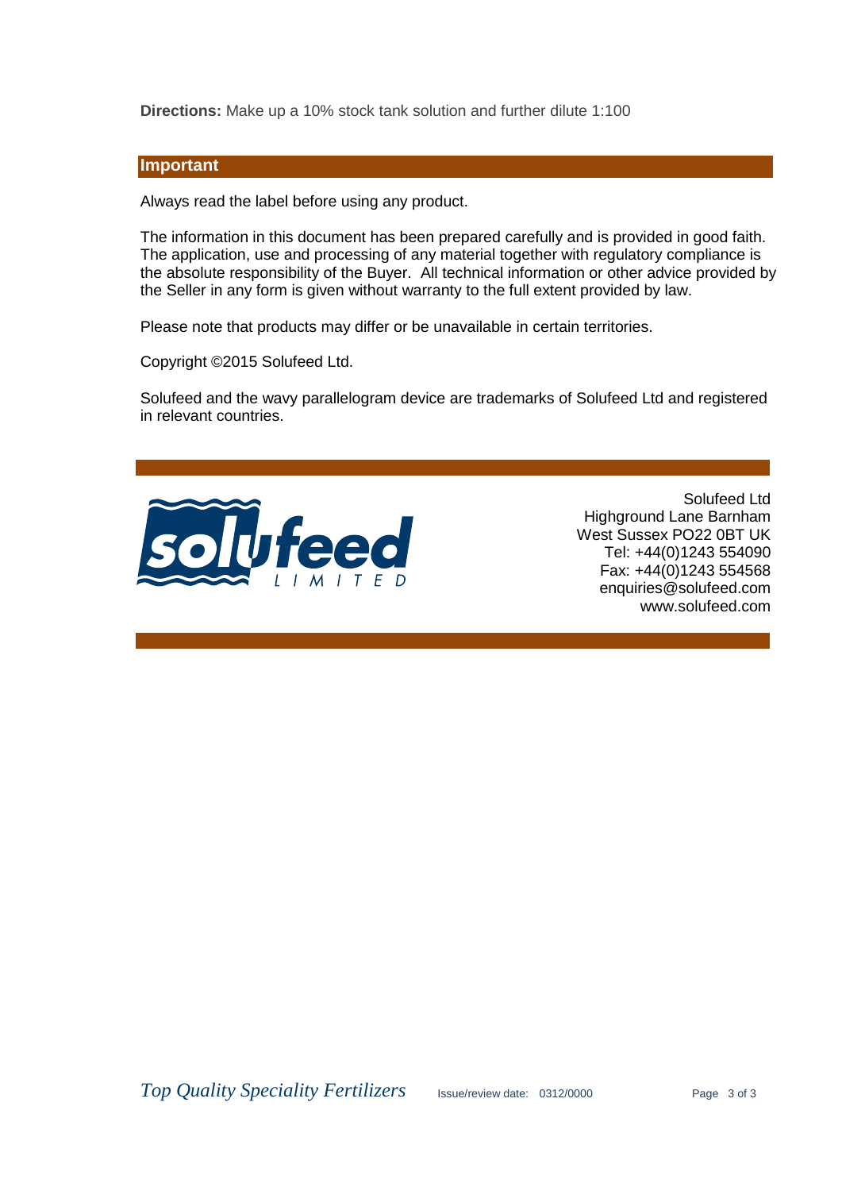**Directions:** Make up a 10% stock tank solution and further dilute 1:100

## Important

Always read the label before using any product.

The information in this document has been prepared carefully and is provided in good faith. The application, use and processing of any material together with regulatory compliance is the absolute responsibility of the Buyer. All technical information or other advice provided by the Seller in any form is given without warranty to the full extent provided by law.

Please note that products may differ or be unavailable in certain territories.

Copyright ©2015 Solufeed Ltd.

Solufeed and the wavy parallelogram device are trademarks of Solufeed Ltd and registered in relevant countries.

Solufeed Ltd
Highground Lane Barnham
West Sussex PO22 0BT UK
Tel: +44(0)1243 554090
Fax: +44(0)1243 554568
enquiries@solufeed.com
www.solufeed.com

*Top Quality Speciality Fertilizers* Issue/review date: 0312/0000